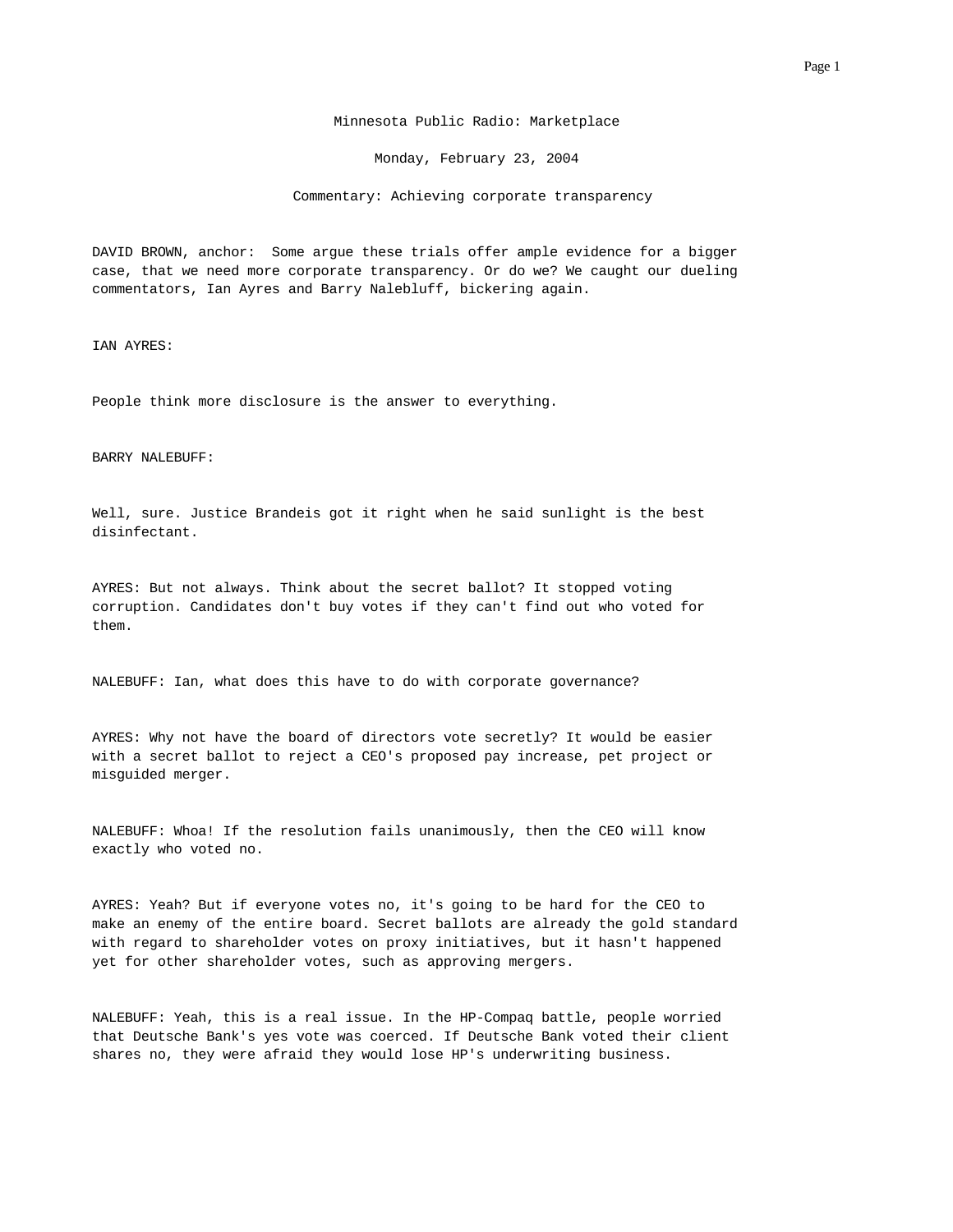Minnesota Public Radio: Marketplace

Monday, February 23, 2004

Commentary: Achieving corporate transparency

DAVID BROWN, anchor: Some argue these trials offer ample evidence for a bigger case, that we need more corporate transparency. Or do we? We caught our dueling commentators, Ian Ayres and Barry Nalebluff, bickering again.

IAN AYRES:

People think more disclosure is the answer to everything.

BARRY NALEBUFF:

Well, sure. Justice Brandeis got it right when he said sunlight is the best disinfectant.

AYRES: But not always. Think about the secret ballot? It stopped voting corruption. Candidates don't buy votes if they can't find out who voted for them.

NALEBUFF: Ian, what does this have to do with corporate governance?

AYRES: Why not have the board of directors vote secretly? It would be easier with a secret ballot to reject a CEO's proposed pay increase, pet project or misguided merger.

NALEBUFF: Whoa! If the resolution fails unanimously, then the CEO will know exactly who voted no.

AYRES: Yeah? But if everyone votes no, it's going to be hard for the CEO to make an enemy of the entire board. Secret ballots are already the gold standard with regard to shareholder votes on proxy initiatives, but it hasn't happened yet for other shareholder votes, such as approving mergers.

NALEBUFF: Yeah, this is a real issue. In the HP-Compaq battle, people worried that Deutsche Bank's yes vote was coerced. If Deutsche Bank voted their client shares no, they were afraid they would lose HP's underwriting business.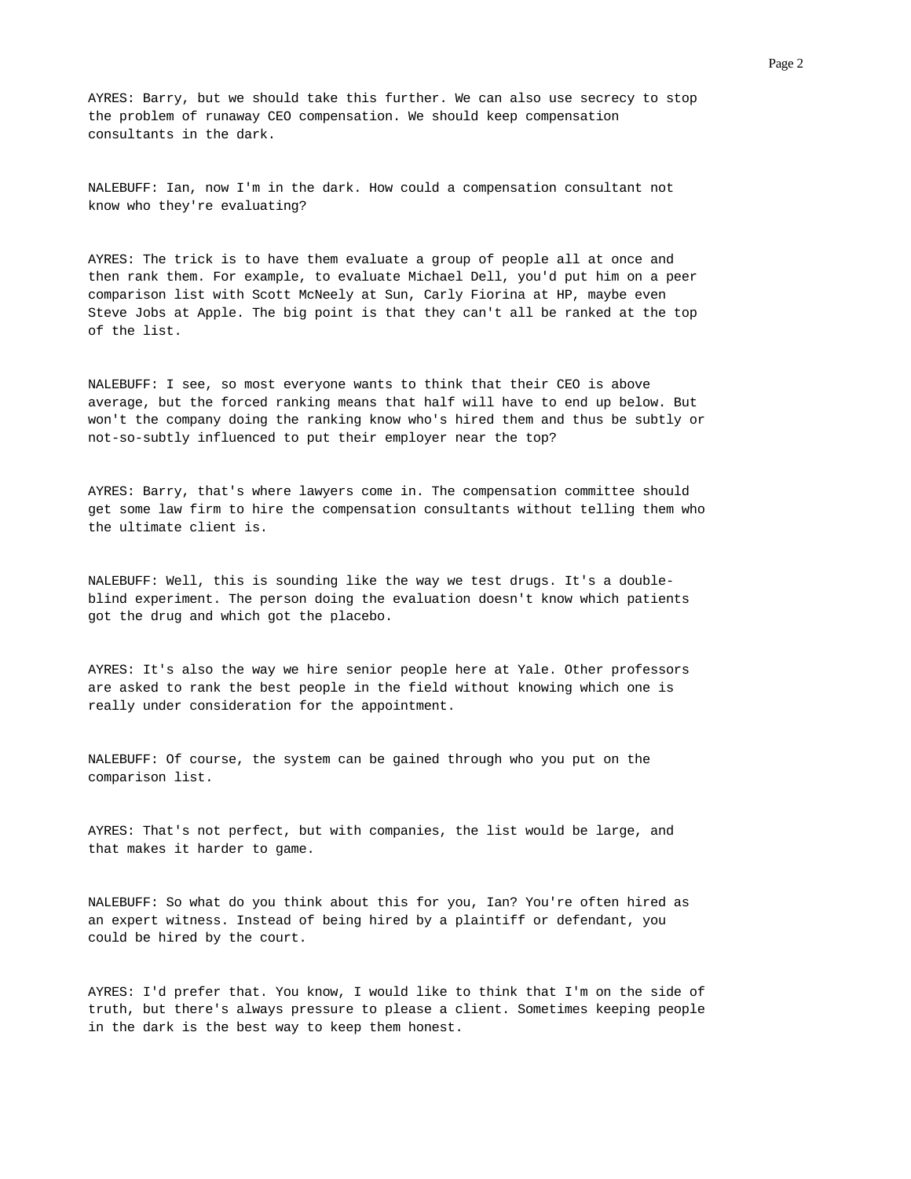AYRES: Barry, but we should take this further. We can also use secrecy to stop the problem of runaway CEO compensation. We should keep compensation consultants in the dark.

NALEBUFF: Ian, now I'm in the dark. How could a compensation consultant not know who they're evaluating?

AYRES: The trick is to have them evaluate a group of people all at once and then rank them. For example, to evaluate Michael Dell, you'd put him on a peer comparison list with Scott McNeely at Sun, Carly Fiorina at HP, maybe even Steve Jobs at Apple. The big point is that they can't all be ranked at the top of the list.

NALEBUFF: I see, so most everyone wants to think that their CEO is above average, but the forced ranking means that half will have to end up below. But won't the company doing the ranking know who's hired them and thus be subtly or not-so-subtly influenced to put their employer near the top?

AYRES: Barry, that's where lawyers come in. The compensation committee should get some law firm to hire the compensation consultants without telling them who the ultimate client is.

NALEBUFF: Well, this is sounding like the way we test drugs. It's a double-blind experiment. The person doing the evaluation doesn't know which patients got the drug and which got the placebo.

AYRES: It's also the way we hire senior people here at Yale. Other professors are asked to rank the best people in the field without knowing which one is really under consideration for the appointment.

NALEBUFF: Of course, the system can be gained through who you put on the comparison list.

AYRES: That's not perfect, but with companies, the list would be large, and that makes it harder to game.

NALEBUFF: So what do you think about this for you, Ian? You're often hired as an expert witness. Instead of being hired by a plaintiff or defendant, you could be hired by the court.

AYRES: I'd prefer that. You know, I would like to think that I'm on the side of truth, but there's always pressure to please a client. Sometimes keeping people in the dark is the best way to keep them honest.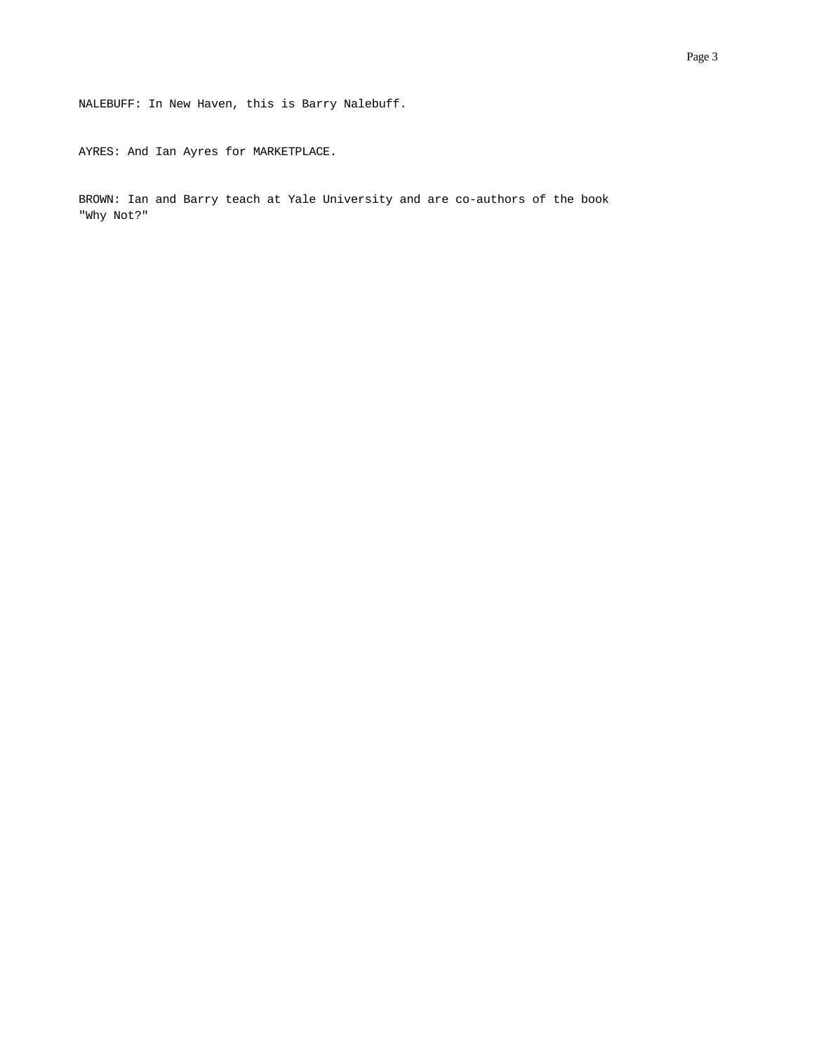NALEBUFF: In New Haven, this is Barry Nalebuff.

AYRES: And Ian Ayres for MARKETPLACE.

BROWN: Ian and Barry teach at Yale University and are co-authors of the book "Why Not?"